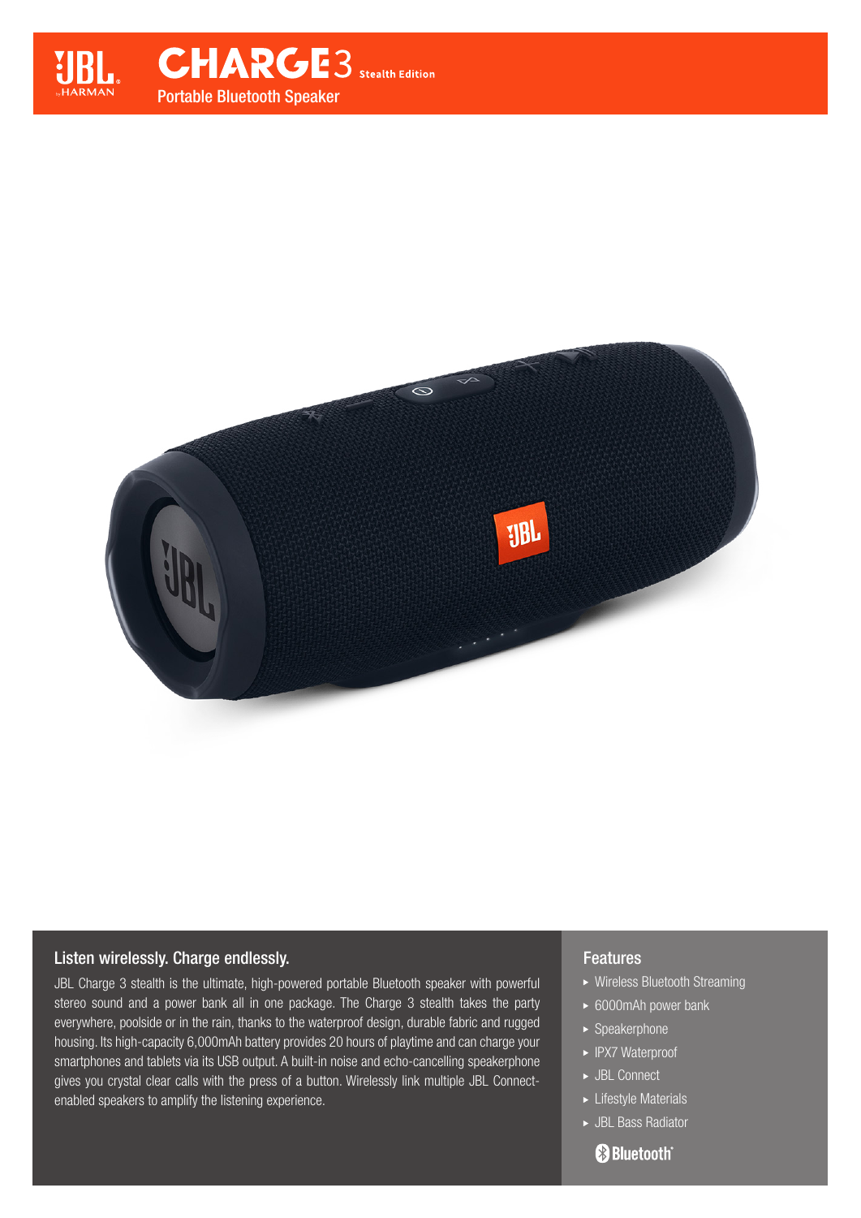# CHARGE3 Stealth Edition

Portable Bluetooth Speaker

## Listen wirelessly. Charge endlessly.

JBL Charge 3 stealth is the ultimate, high-powered portable Bluetooth speaker with powerful stereo sound and a power bank all in one package. The Charge 3 stealth takes the party everywhere, poolside or in the rain, thanks to the waterproof design, durable fabric and rugged housing. Its high-capacity 6,000mAh battery provides 20 hours of playtime and can charge your smartphones and tablets via its USB output. A built-in noise and echo-cancelling speakerphone gives you crystal clear calls with the press of a button. Wirelessly link multiple JBL Connect-enabled speakers to amplify the listening experience.

## Features

- Wireless Bluetooth Streaming
- 6000mAh power bank
- Speakerphone
- IPX7 Waterproof
- JBL Connect
- Lifestyle Materials
- JBL Bass Radiator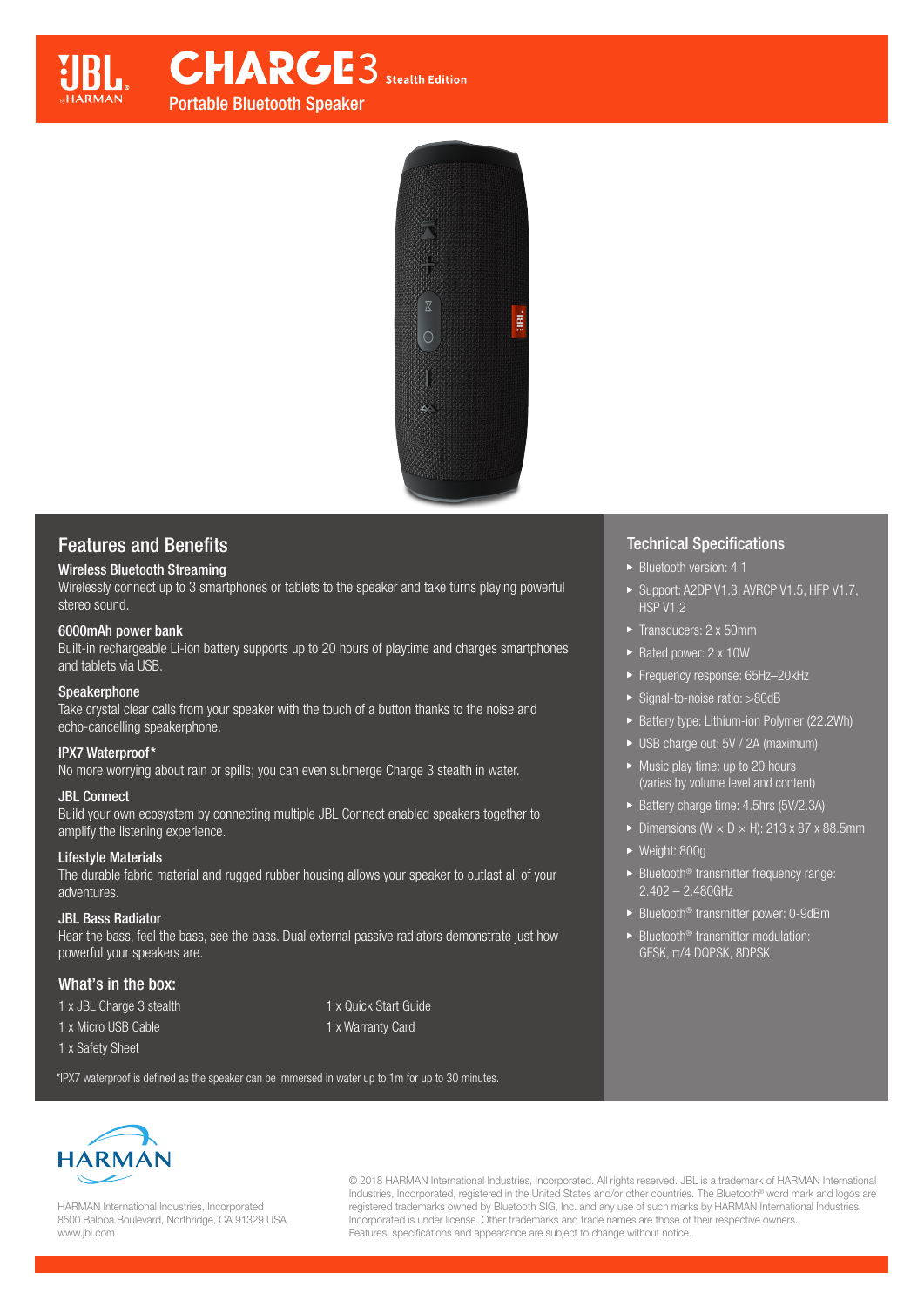# CHARGE3 Stealth Edition

Portable Bluetooth Speaker

## Features and Benefits

### Wireless Bluetooth Streaming

Wirelessly connect up to 3 smartphones or tablets to the speaker and take turns playing powerful stereo sound.

### 6000mAh power bank

Built-in rechargeable Li-ion battery supports up to 20 hours of playtime and charges smartphones and tablets via USB.

### Speakerphone

Take crystal clear calls from your speaker with the touch of a button thanks to the noise and echo-cancelling speakerphone.

### IPX7 Waterproof*

No more worrying about rain or spills; you can even submerge Charge 3 stealth in water.

### JBL Connect

Build your own ecosystem by connecting multiple JBL Connect enabled speakers together to amplify the listening experience.

### Lifestyle Materials

The durable fabric material and rugged rubber housing allows your speaker to outlast all of your adventures.

### JBL Bass Radiator

Hear the bass, feel the bass, see the bass. Dual external passive radiators demonstrate just how powerful your speakers are.

## What's in the box:

- 1 x JBL Charge 3 stealth
- 1 x Micro USB Cable
- 1 x Safety Sheet
- 1 x Quick Start Guide
- 1 x Warranty Card

*IPX7 waterproof is defined as the speaker can be immersed in water up to 1m for up to 30 minutes.

## Technical Specifications

- Bluetooth version: 4.1
- Support: A2DP V1.3, AVRCP V1.5, HFP V1.7, HSP V1.2
- Transducers: 2 x 50mm
- Rated power: 2 x 10W
- Frequency response: 65Hz–20kHz
- Signal-to-noise ratio: >80dB
- Battery type: Lithium-ion Polymer (22.2Wh)
- USB charge out: 5V / 2A (maximum)
- Music play time: up to 20 hours (varies by volume level and content)
- Battery charge time: 4.5hrs (5V/2.3A)
- Dimensions (W × D × H): 213 x 87 x 88.5mm
- Weight: 800g
- Bluetooth® transmitter frequency range: 2.402 – 2.480GHz
- Bluetooth® transmitter power: 0-9dBm
- Bluetooth® transmitter modulation: GFSK, π/4 DQPSK, 8DPSK

HARMAN International Industries, Incorporated
8500 Balboa Boulevard, Northridge, CA 91329 USA
www.jbl.com

© 2018 HARMAN International Industries, Incorporated. All rights reserved. JBL is a trademark of HARMAN International Industries, Incorporated, registered in the United States and/or other countries. The Bluetooth® word mark and logos are registered trademarks owned by Bluetooth SIG, Inc. and any use of such marks by HARMAN International Industries, Incorporated is under license. Other trademarks and trade names are those of their respective owners. Features, specifications and appearance are subject to change without notice.